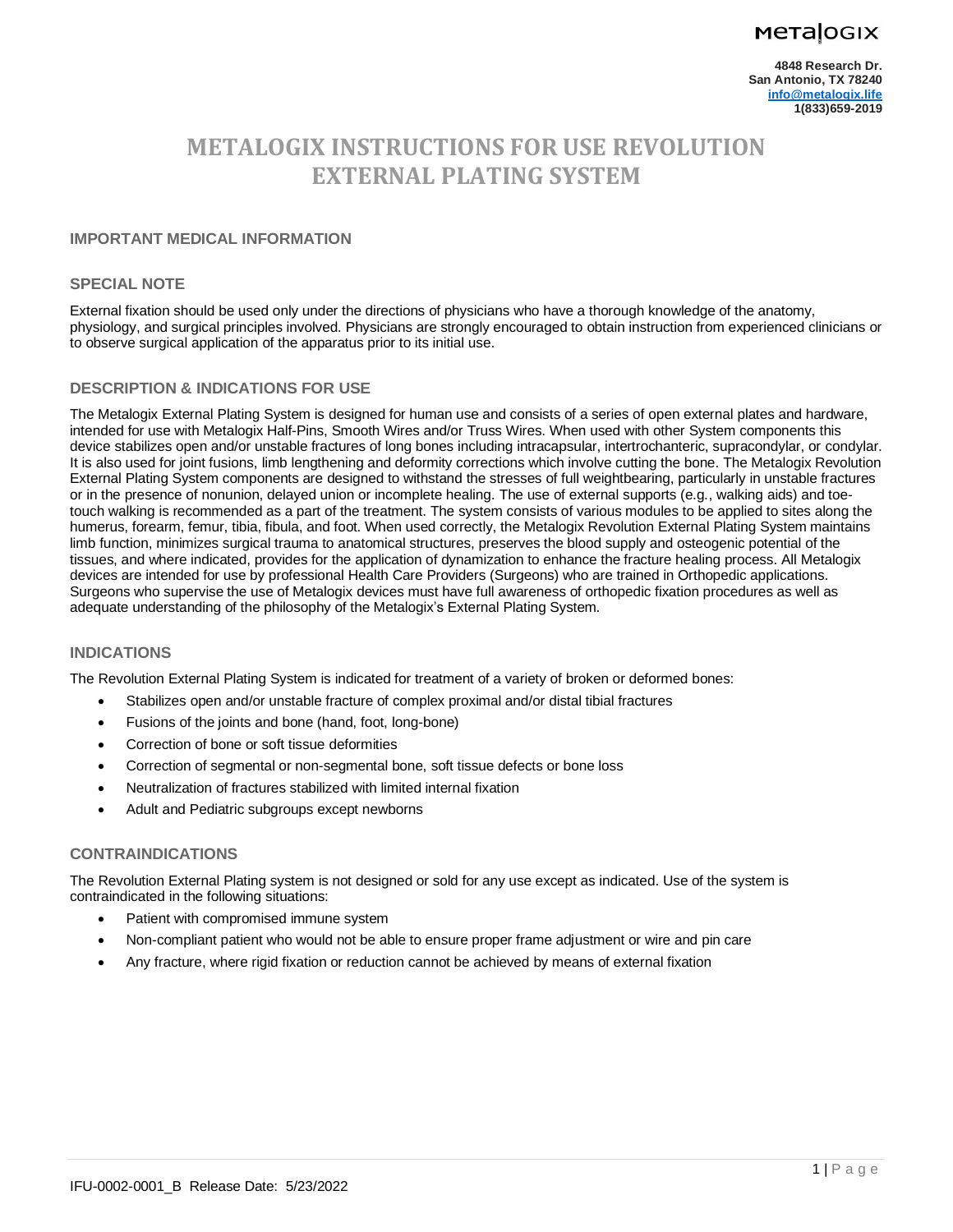METALOGIX

**4848 Research Dr.**
**San Antonio, TX 78240**
**info@metalogix.life**
**1(833)659-2019**

# METALOGIX INSTRUCTIONS FOR USE REVOLUTION EXTERNAL PLATING SYSTEM

## IMPORTANT MEDICAL INFORMATION

## SPECIAL NOTE

External fixation should be used only under the directions of physicians who have a thorough knowledge of the anatomy, physiology, and surgical principles involved. Physicians are strongly encouraged to obtain instruction from experienced clinicians or to observe surgical application of the apparatus prior to its initial use.

## DESCRIPTION & INDICATIONS FOR USE

The Metalogix External Plating System is designed for human use and consists of a series of open external plates and hardware, intended for use with Metalogix Half-Pins, Smooth Wires and/or Truss Wires. When used with other System components this device stabilizes open and/or unstable fractures of long bones including intracapsular, intertrochanteric, supracondylar, or condylar. It is also used for joint fusions, limb lengthening and deformity corrections which involve cutting the bone. The Metalogix Revolution External Plating System components are designed to withstand the stresses of full weightbearing, particularly in unstable fractures or in the presence of nonunion, delayed union or incomplete healing. The use of external supports (e.g., walking aids) and toe-touch walking is recommended as a part of the treatment. The system consists of various modules to be applied to sites along the humerus, forearm, femur, tibia, fibula, and foot. When used correctly, the Metalogix Revolution External Plating System maintains limb function, minimizes surgical trauma to anatomical structures, preserves the blood supply and osteogenic potential of the tissues, and where indicated, provides for the application of dynamization to enhance the fracture healing process. All Metalogix devices are intended for use by professional Health Care Providers (Surgeons) who are trained in Orthopedic applications. Surgeons who supervise the use of Metalogix devices must have full awareness of orthopedic fixation procedures as well as adequate understanding of the philosophy of the Metalogix's External Plating System.

## INDICATIONS

The Revolution External Plating System is indicated for treatment of a variety of broken or deformed bones:

- Stabilizes open and/or unstable fracture of complex proximal and/or distal tibial fractures
- Fusions of the joints and bone (hand, foot, long-bone)
- Correction of bone or soft tissue deformities
- Correction of segmental or non-segmental bone, soft tissue defects or bone loss
- Neutralization of fractures stabilized with limited internal fixation
- Adult and Pediatric subgroups except newborns

## CONTRAINDICATIONS

The Revolution External Plating system is not designed or sold for any use except as indicated. Use of the system is contraindicated in the following situations:

- Patient with compromised immune system
- Non-compliant patient who would not be able to ensure proper frame adjustment or wire and pin care
- Any fracture, where rigid fixation or reduction cannot be achieved by means of external fixation

IFU-0002-0001_B Release Date: 5/23/2022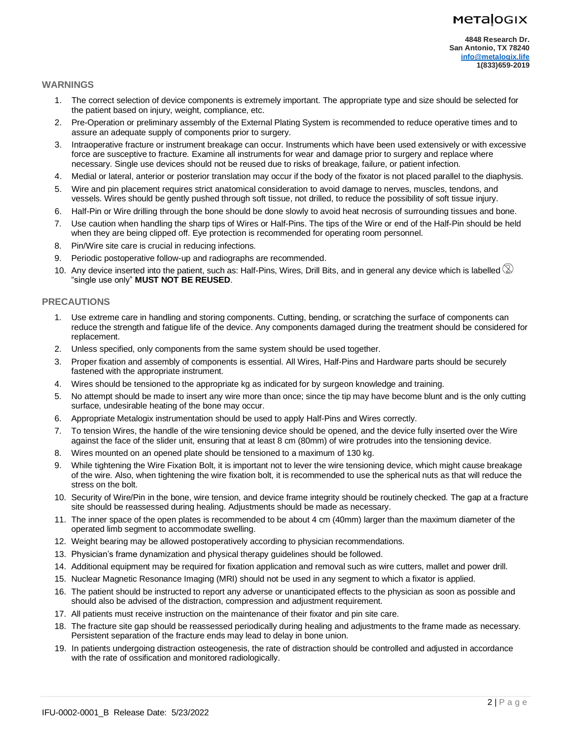## WARNINGS

1. The correct selection of device components is extremely important. The appropriate type and size should be selected for the patient based on injury, weight, compliance, etc.
2. Pre-Operation or preliminary assembly of the External Plating System is recommended to reduce operative times and to assure an adequate supply of components prior to surgery.
3. Intraoperative fracture or instrument breakage can occur. Instruments which have been used extensively or with excessive force are susceptive to fracture. Examine all instruments for wear and damage prior to surgery and replace where necessary. Single use devices should not be reused due to risks of breakage, failure, or patient infection.
4. Medial or lateral, anterior or posterior translation may occur if the body of the fixator is not placed parallel to the diaphysis.
5. Wire and pin placement requires strict anatomical consideration to avoid damage to nerves, muscles, tendons, and vessels. Wires should be gently pushed through soft tissue, not drilled, to reduce the possibility of soft tissue injury.
6. Half-Pin or Wire drilling through the bone should be done slowly to avoid heat necrosis of surrounding tissues and bone.
7. Use caution when handling the sharp tips of Wires or Half-Pins. The tips of the Wire or end of the Half-Pin should be held when they are being clipped off. Eye protection is recommended for operating room personnel.
8. Pin/Wire site care is crucial in reducing infections.
9. Periodic postoperative follow-up and radiographs are recommended.
10. Any device inserted into the patient, such as: Half-Pins, Wires, Drill Bits, and in general any device which is labelled ⊗ "single use only" **MUST NOT BE REUSED**.

## PRECAUTIONS

1. Use extreme care in handling and storing components. Cutting, bending, or scratching the surface of components can reduce the strength and fatigue life of the device. Any components damaged during the treatment should be considered for replacement.
2. Unless specified, only components from the same system should be used together.
3. Proper fixation and assembly of components is essential. All Wires, Half-Pins and Hardware parts should be securely fastened with the appropriate instrument.
4. Wires should be tensioned to the appropriate kg as indicated for by surgeon knowledge and training.
5. No attempt should be made to insert any wire more than once; since the tip may have become blunt and is the only cutting surface, undesirable heating of the bone may occur.
6. Appropriate Metalogix instrumentation should be used to apply Half-Pins and Wires correctly.
7. To tension Wires, the handle of the wire tensioning device should be opened, and the device fully inserted over the Wire against the face of the slider unit, ensuring that at least 8 cm (80mm) of wire protrudes into the tensioning device.
8. Wires mounted on an opened plate should be tensioned to a maximum of 130 kg.
9. While tightening the Wire Fixation Bolt, it is important not to lever the wire tensioning device, which might cause breakage of the wire. Also, when tightening the wire fixation bolt, it is recommended to use the spherical nuts as that will reduce the stress on the bolt.
10. Security of Wire/Pin in the bone, wire tension, and device frame integrity should be routinely checked. The gap at a fracture site should be reassessed during healing. Adjustments should be made as necessary.
11. The inner space of the open plates is recommended to be about 4 cm (40mm) larger than the maximum diameter of the operated limb segment to accommodate swelling.
12. Weight bearing may be allowed postoperatively according to physician recommendations.
13. Physician's frame dynamization and physical therapy guidelines should be followed.
14. Additional equipment may be required for fixation application and removal such as wire cutters, mallet and power drill.
15. Nuclear Magnetic Resonance Imaging (MRI) should not be used in any segment to which a fixator is applied.
16. The patient should be instructed to report any adverse or unanticipated effects to the physician as soon as possible and should also be advised of the distraction, compression and adjustment requirement.
17. All patients must receive instruction on the maintenance of their fixator and pin site care.
18. The fracture site gap should be reassessed periodically during healing and adjustments to the frame made as necessary. Persistent separation of the fracture ends may lead to delay in bone union.
19. In patients undergoing distraction osteogenesis, the rate of distraction should be controlled and adjusted in accordance with the rate of ossification and monitored radiologically.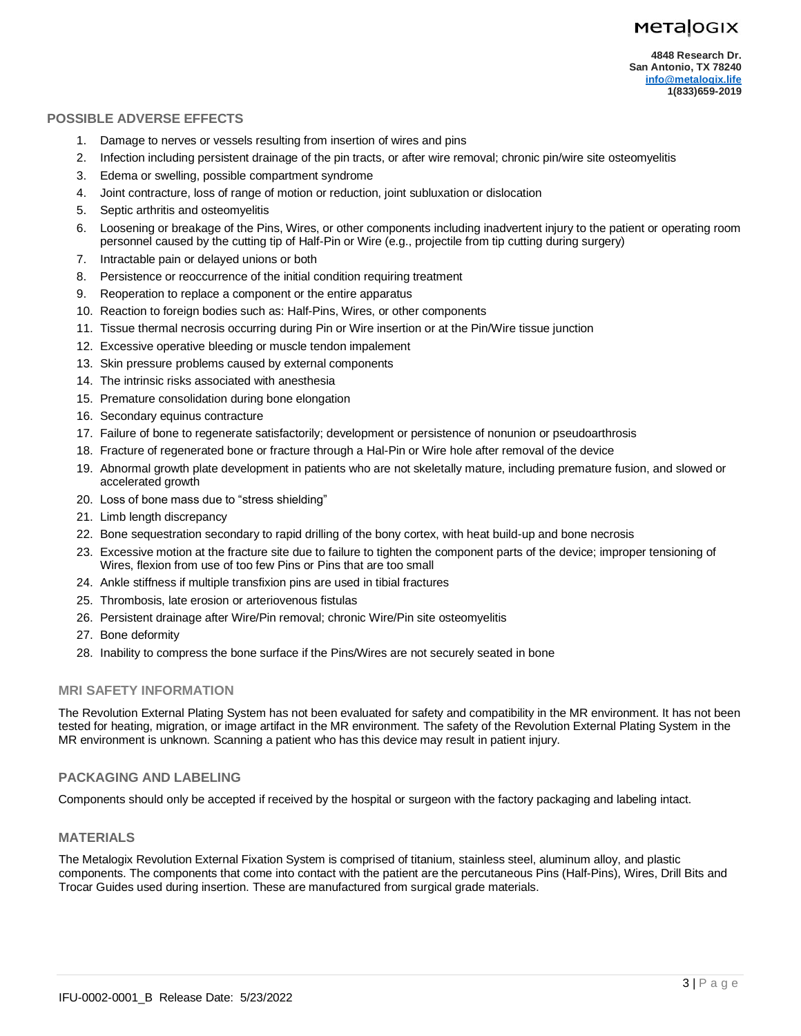## POSSIBLE ADVERSE EFFECTS

1. Damage to nerves or vessels resulting from insertion of wires and pins
2. Infection including persistent drainage of the pin tracts, or after wire removal; chronic pin/wire site osteomyelitis
3. Edema or swelling, possible compartment syndrome
4. Joint contracture, loss of range of motion or reduction, joint subluxation or dislocation
5. Septic arthritis and osteomyelitis
6. Loosening or breakage of the Pins, Wires, or other components including inadvertent injury to the patient or operating room personnel caused by the cutting tip of Half-Pin or Wire (e.g., projectile from tip cutting during surgery)
7. Intractable pain or delayed unions or both
8. Persistence or reoccurrence of the initial condition requiring treatment
9. Reoperation to replace a component or the entire apparatus
10. Reaction to foreign bodies such as: Half-Pins, Wires, or other components
11. Tissue thermal necrosis occurring during Pin or Wire insertion or at the Pin/Wire tissue junction
12. Excessive operative bleeding or muscle tendon impalement
13. Skin pressure problems caused by external components
14. The intrinsic risks associated with anesthesia
15. Premature consolidation during bone elongation
16. Secondary equinus contracture
17. Failure of bone to regenerate satisfactorily; development or persistence of nonunion or pseudoarthrosis
18. Fracture of regenerated bone or fracture through a Hal-Pin or Wire hole after removal of the device
19. Abnormal growth plate development in patients who are not skeletally mature, including premature fusion, and slowed or accelerated growth
20. Loss of bone mass due to "stress shielding"
21. Limb length discrepancy
22. Bone sequestration secondary to rapid drilling of the bony cortex, with heat build-up and bone necrosis
23. Excessive motion at the fracture site due to failure to tighten the component parts of the device; improper tensioning of Wires, flexion from use of too few Pins or Pins that are too small
24. Ankle stiffness if multiple transfixion pins are used in tibial fractures
25. Thrombosis, late erosion or arteriovenous fistulas
26. Persistent drainage after Wire/Pin removal; chronic Wire/Pin site osteomyelitis
27. Bone deformity
28. Inability to compress the bone surface if the Pins/Wires are not securely seated in bone

## MRI SAFETY INFORMATION

The Revolution External Plating System has not been evaluated for safety and compatibility in the MR environment. It has not been tested for heating, migration, or image artifact in the MR environment. The safety of the Revolution External Plating System in the MR environment is unknown. Scanning a patient who has this device may result in patient injury.

## PACKAGING AND LABELING

Components should only be accepted if received by the hospital or surgeon with the factory packaging and labeling intact.

## MATERIALS

The Metalogix Revolution External Fixation System is comprised of titanium, stainless steel, aluminum alloy, and plastic components. The components that come into contact with the patient are the percutaneous Pins (Half-Pins), Wires, Drill Bits and Trocar Guides used during insertion. These are manufactured from surgical grade materials.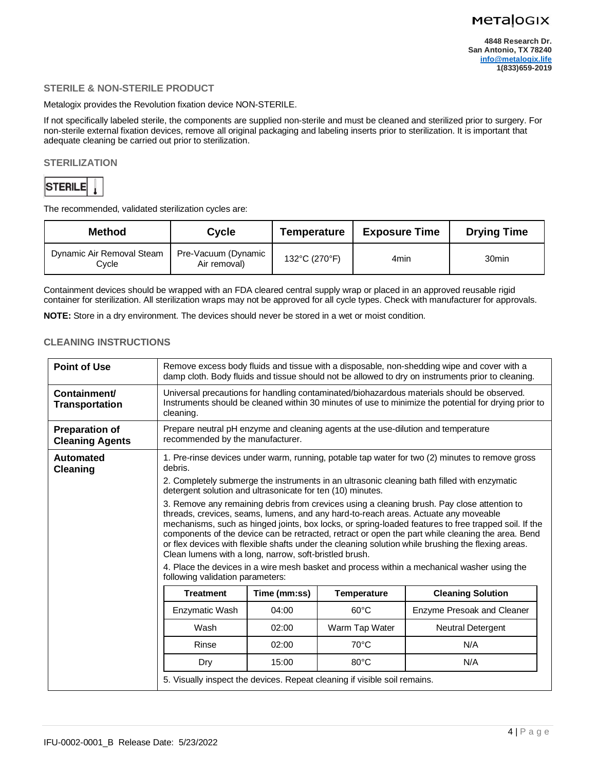## STERILE & NON-STERILE PRODUCT

Metalogix provides the Revolution fixation device NON-STERILE.

If not specifically labeled sterile, the components are supplied non-sterile and must be cleaned and sterilized prior to surgery. For non-sterile external fixation devices, remove all original packaging and labeling inserts prior to sterilization. It is important that adequate cleaning be carried out prior to sterilization.

## STERILIZATION

STERILE

The recommended, validated sterilization cycles are:

| Method | Cycle | Temperature | Exposure Time | Drying Time |
|---|---|---|---|---|
| Dynamic Air Removal Steam Cycle | Pre-Vacuum (Dynamic Air removal) | 132°C (270°F) | 4min | 30min |

Containment devices should be wrapped with an FDA cleared central supply wrap or placed in an approved reusable rigid container for sterilization. All sterilization wraps may not be approved for all cycle types. Check with manufacturer for approvals.

**NOTE:** Store in a dry environment. The devices should never be stored in a wet or moist condition.

## CLEANING INSTRUCTIONS

| | |
|---|---|
| **Point of Use** | Remove excess body fluids and tissue with a disposable, non-shedding wipe and cover with a damp cloth. Body fluids and tissue should not be allowed to dry on instruments prior to cleaning. |
| **Containment/ Transportation** | Universal precautions for handling contaminated/biohazardous materials should be observed. Instruments should be cleaned within 30 minutes of use to minimize the potential for drying prior to cleaning. |
| **Preparation of Cleaning Agents** | Prepare neutral pH enzyme and cleaning agents at the use-dilution and temperature recommended by the manufacturer. |
| **Automated Cleaning** | 1. Pre-rinse devices under warm, running, potable tap water for two (2) minutes to remove gross debris.<br>2. Completely submerge the instruments in an ultrasonic cleaning bath filled with enzymatic detergent solution and ultrasonicate for ten (10) minutes.<br>3. Remove any remaining debris from crevices using a cleaning brush. Pay close attention to threads, crevices, seams, lumens, and any hard-to-reach areas. Actuate any moveable mechanisms, such as hinged joints, box locks, or spring-loaded features to free trapped soil. If the components of the device can be retracted, retract or open the part while cleaning the area. Bend or flex devices with flexible shafts under the cleaning solution while brushing the flexing areas. Clean lumens with a long, narrow, soft-bristled brush.<br>4. Place the devices in a wire mesh basket and process within a mechanical washer using the following validation parameters: |

| Treatment | Time (mm:ss) | Temperature | Cleaning Solution |
|---|---|---|---|
| Enzymatic Wash | 04:00 | 60°C | Enzyme Presoak and Cleaner |
| Wash | 02:00 | Warm Tap Water | Neutral Detergent |
| Rinse | 02:00 | 70°C | N/A |
| Dry | 15:00 | 80°C | N/A |

5. Visually inspect the devices. Repeat cleaning if visible soil remains.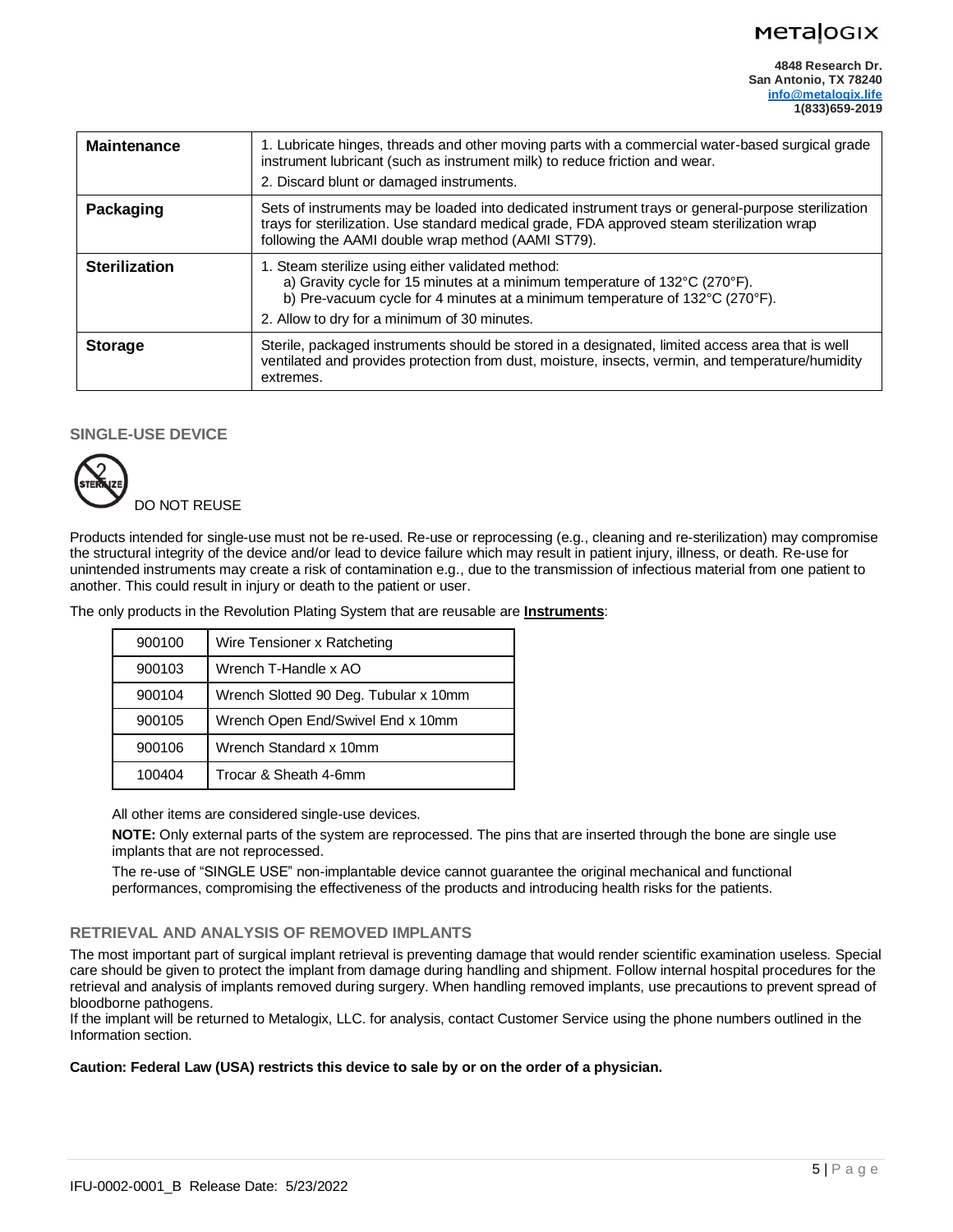| | |
|---|---|
| **Maintenance** | 1. Lubricate hinges, threads and other moving parts with a commercial water-based surgical grade instrument lubricant (such as instrument milk) to reduce friction and wear.<br>2. Discard blunt or damaged instruments. |
| **Packaging** | Sets of instruments may be loaded into dedicated instrument trays or general-purpose sterilization trays for sterilization. Use standard medical grade, FDA approved steam sterilization wrap following the AAMI double wrap method (AAMI ST79). |
| **Sterilization** | 1. Steam sterilize using either validated method:<br>a) Gravity cycle for 15 minutes at a minimum temperature of 132°C (270°F).<br>b) Pre-vacuum cycle for 4 minutes at a minimum temperature of 132°C (270°F).<br>2. Allow to dry for a minimum of 30 minutes. |
| **Storage** | Sterile, packaged instruments should be stored in a designated, limited access area that is well ventilated and provides protection from dust, moisture, insects, vermin, and temperature/humidity extremes. |

## SINGLE-USE DEVICE

DO NOT REUSE

Products intended for single-use must not be re-used. Re-use or reprocessing (e.g., cleaning and re-sterilization) may compromise the structural integrity of the device and/or lead to device failure which may result in patient injury, illness, or death. Re-use for unintended instruments may create a risk of contamination e.g., due to the transmission of infectious material from one patient to another. This could result in injury or death to the patient or user.

The only products in the Revolution Plating System that are reusable are **Instruments**:

| | |
|---|---|
| 900100 | Wire Tensioner x Ratcheting |
| 900103 | Wrench T-Handle x AO |
| 900104 | Wrench Slotted 90 Deg. Tubular x 10mm |
| 900105 | Wrench Open End/Swivel End x 10mm |
| 900106 | Wrench Standard x 10mm |
| 100404 | Trocar & Sheath 4-6mm |

All other items are considered single-use devices.

**NOTE:** Only external parts of the system are reprocessed. The pins that are inserted through the bone are single use implants that are not reprocessed.

The re-use of "SINGLE USE" non-implantable device cannot guarantee the original mechanical and functional performances, compromising the effectiveness of the products and introducing health risks for the patients.

## RETRIEVAL AND ANALYSIS OF REMOVED IMPLANTS

The most important part of surgical implant retrieval is preventing damage that would render scientific examination useless. Special care should be given to protect the implant from damage during handling and shipment. Follow internal hospital procedures for the retrieval and analysis of implants removed during surgery. When handling removed implants, use precautions to prevent spread of bloodborne pathogens.

If the implant will be returned to Metalogix, LLC. for analysis, contact Customer Service using the phone numbers outlined in the Information section.

**Caution: Federal Law (USA) restricts this device to sale by or on the order of a physician.**